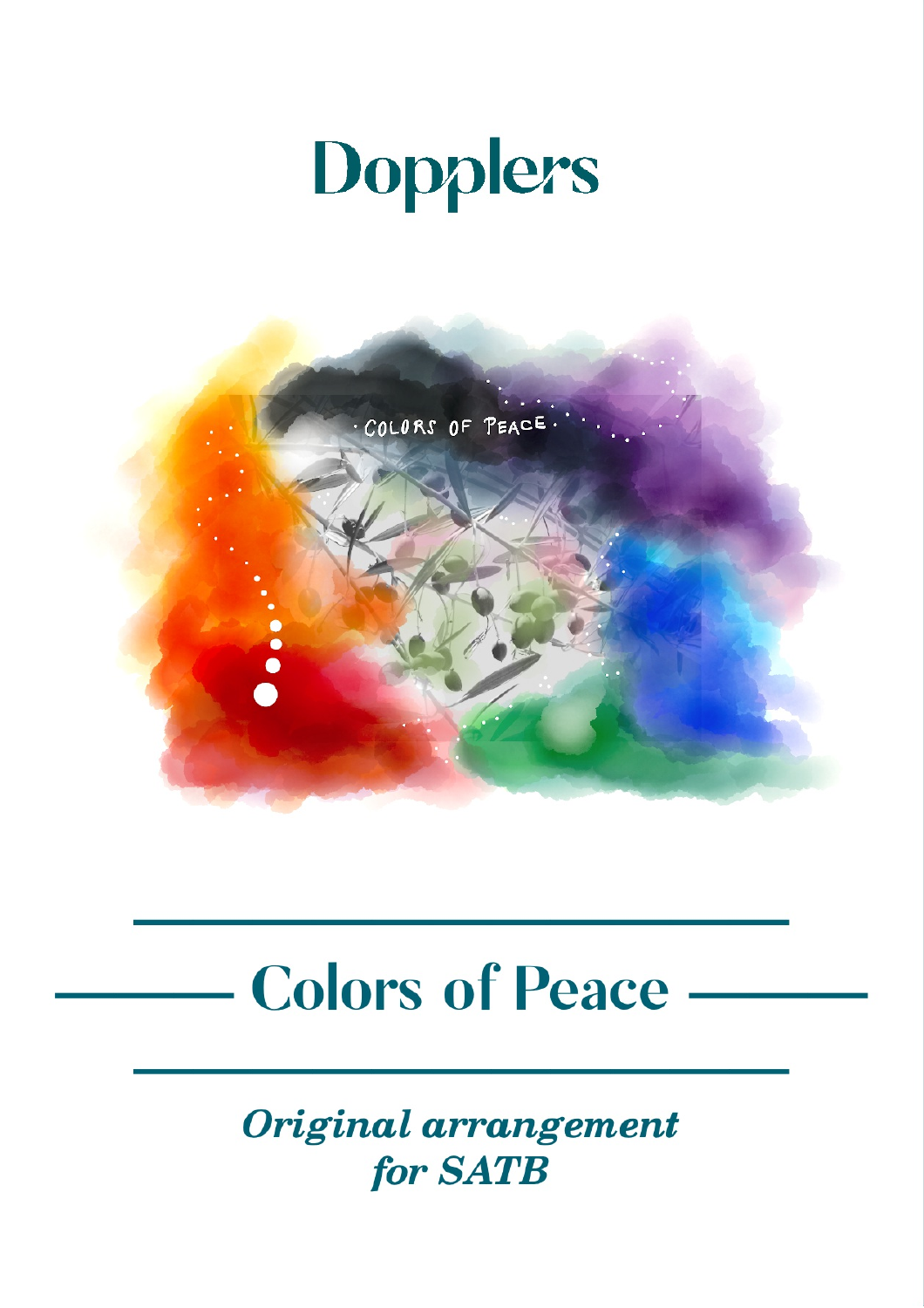# Dopplers

# Colors of Peace

*Original arrangement for SATB*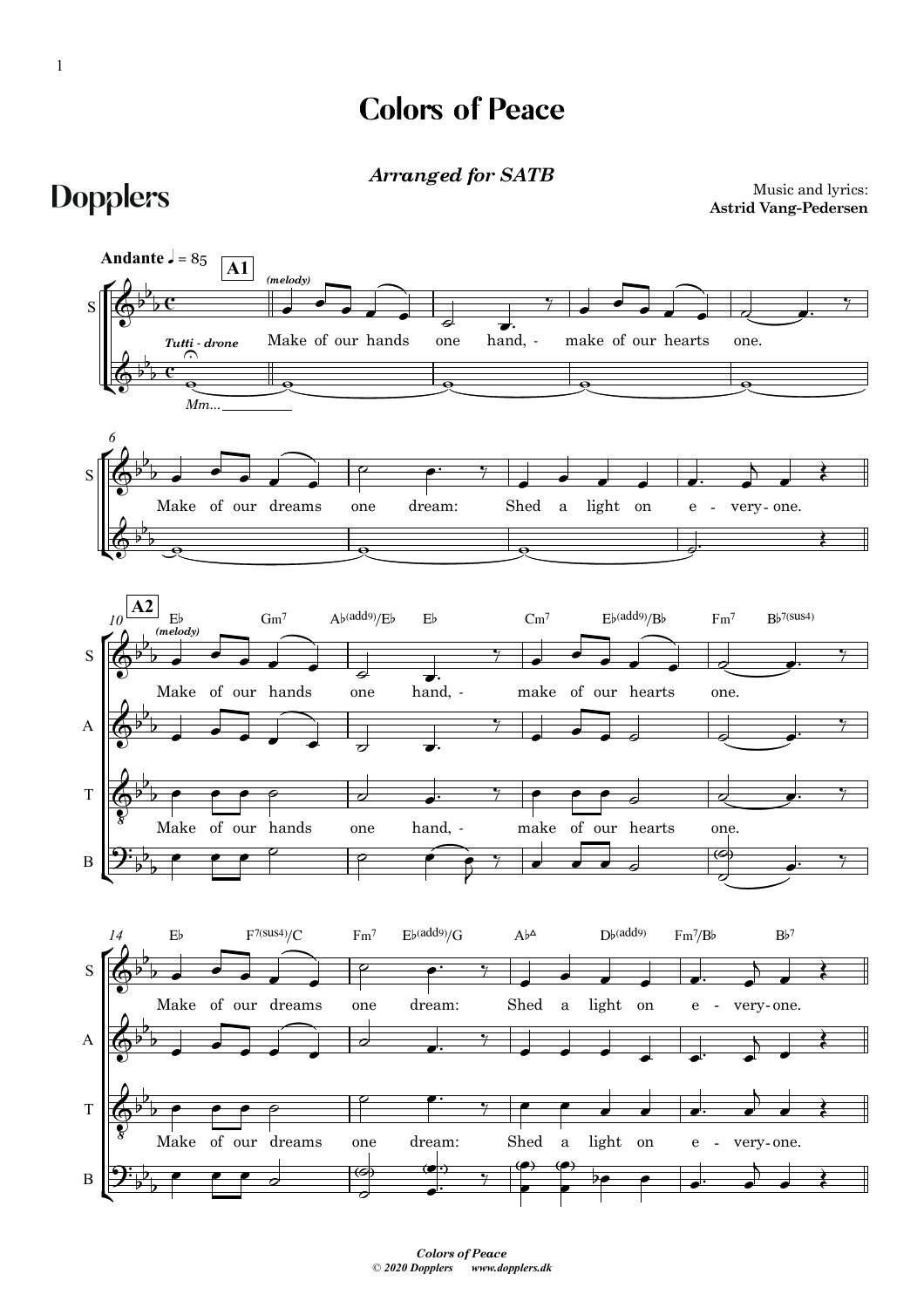# Colors of Peace

***Arranged for SATB***

**Dopplers**

Music and lyrics:
**Astrid Vang-Pedersen**

**Andante** ♩ = 85

**A1**

*(melody)*

Make of our hands one hand, - make of our hearts one.

*Tutti - drone*

*Mm...*

Make of our dreams one dream: Shed a light on e - very- one.

**A2**

E♭ Gm7 A♭(add9)/E♭ E♭ Cm7 E♭(add9)/B♭ Fm7 B♭7(sus4)

*(melody)*

Make of our hands one hand, - make of our hearts one.

E♭ F7(sus4)/C Fm7 E♭(add9)/G A♭Δ D♭(add9) Fm7/B♭ B♭7

Make of our dreams one dream: Shed a light on e - very- one.

*Colors of Peace*
*© 2020 Dopplers www.dopplers.dk*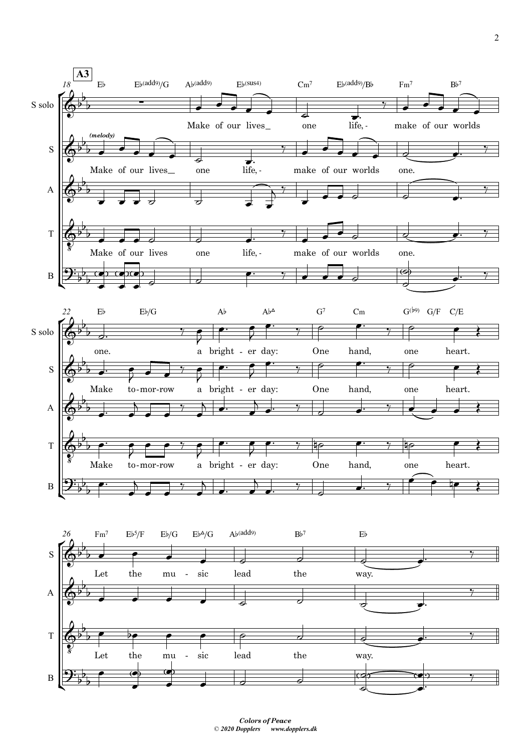**A3**

18 Eb Eb(add9)/G Ab(add9) Eb(sus4) Cm7 Eb(add9)/Bb Fm7 Bb7

S solo: Make of our lives_ one life, - make of our worlds

S *(melody)*: Make of our lives_ one life, - make of our worlds one.

T: Make of our lives one life, - make of our worlds one.

22 Eb Eb/G Ab Ab△ G7 Cm G(b9) G/F C/E

S solo: one. a bright - er day: One hand, one heart.

S: Make to-mor-row a bright - er day: One hand, one heart.

T: Make to-mor-row a bright - er day: One hand, one heart.

26 Fm7 Eb5/F Eb/G Eb△/G Ab(add9) Bb7 Eb

S: Let the mu - sic lead the way.

T: Let the mu - sic lead the way.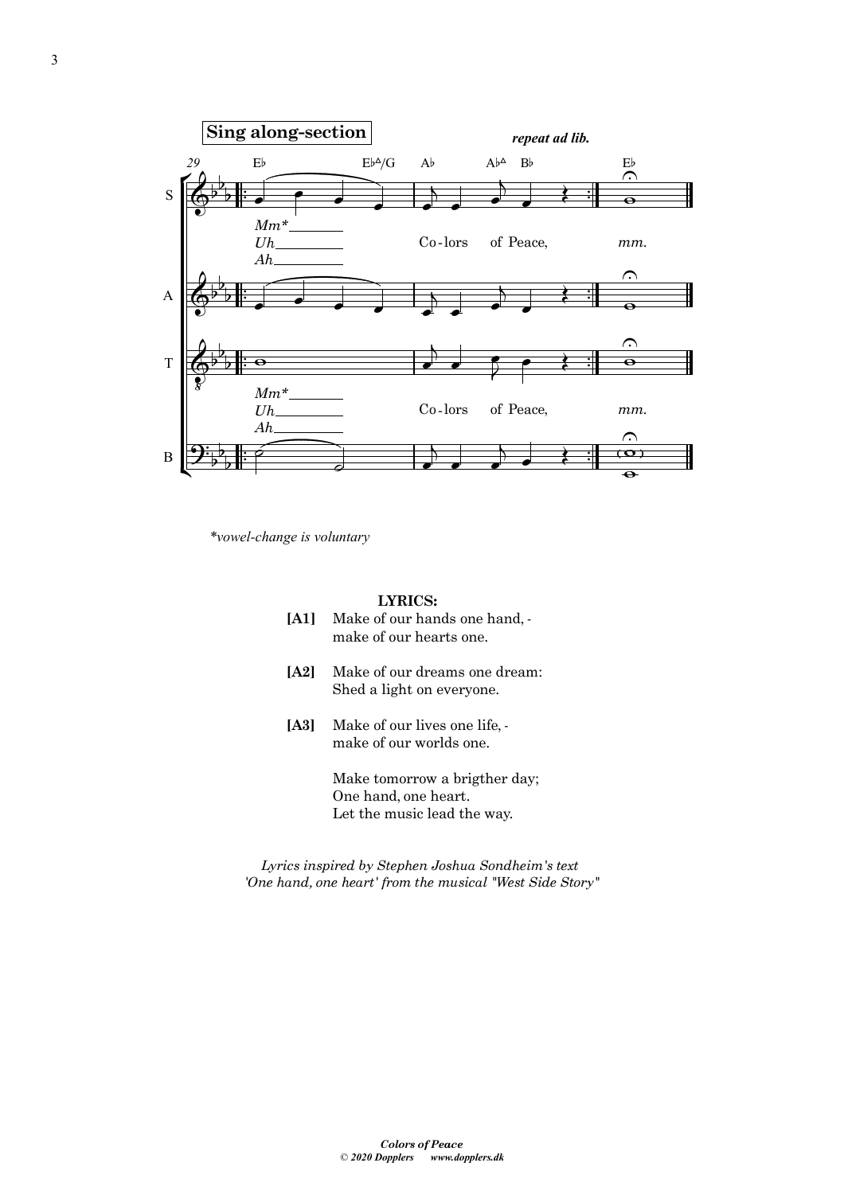**Sing along-section**

*repeat ad lib.*

*vowel-change is voluntary

**LYRICS:**

**[A1]** Make of our hands one hand, -
make of our hearts one.

**[A2]** Make of our dreams one dream:
Shed a light on everyone.

**[A3]** Make of our lives one life, -
make of our worlds one.

Make tomorrow a brigther day;
One hand, one heart.
Let the music lead the way.

*Lyrics inspired by Stephen Joshua Sondheim's text*
*'One hand, one heart' from the musical "West Side Story"*

***Colors of Peace***
***© 2020 Dopplers www.dopplers.dk***